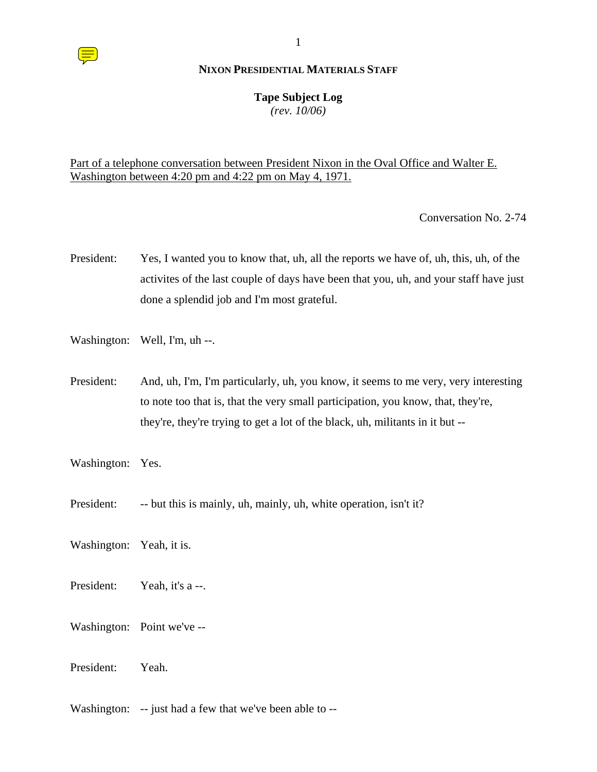**NIXON PRESIDENTIAL MATERIALS STAFF**

**Tape Subject Log**
*(rev. 10/06)*

Part of a telephone conversation between President Nixon in the Oval Office and Walter E. Washington between 4:20 pm and 4:22 pm on May 4, 1971.

Conversation No. 2-74

President: Yes, I wanted you to know that, uh, all the reports we have of, uh, this, uh, of the activites of the last couple of days have been that you, uh, and your staff have just done a splendid job and I'm most grateful.

Washington: Well, I'm, uh --.

President: And, uh, I'm, I'm particularly, uh, you know, it seems to me very, very interesting to note too that is, that the very small participation, you know, that, they're, they're, they're trying to get a lot of the black, uh, militants in it but --

Washington: Yes.

President: -- but this is mainly, uh, mainly, uh, white operation, isn't it?

Washington: Yeah, it is.

President: Yeah, it's a --.

Washington: Point we've --

President: Yeah.

Washington: -- just had a few that we've been able to --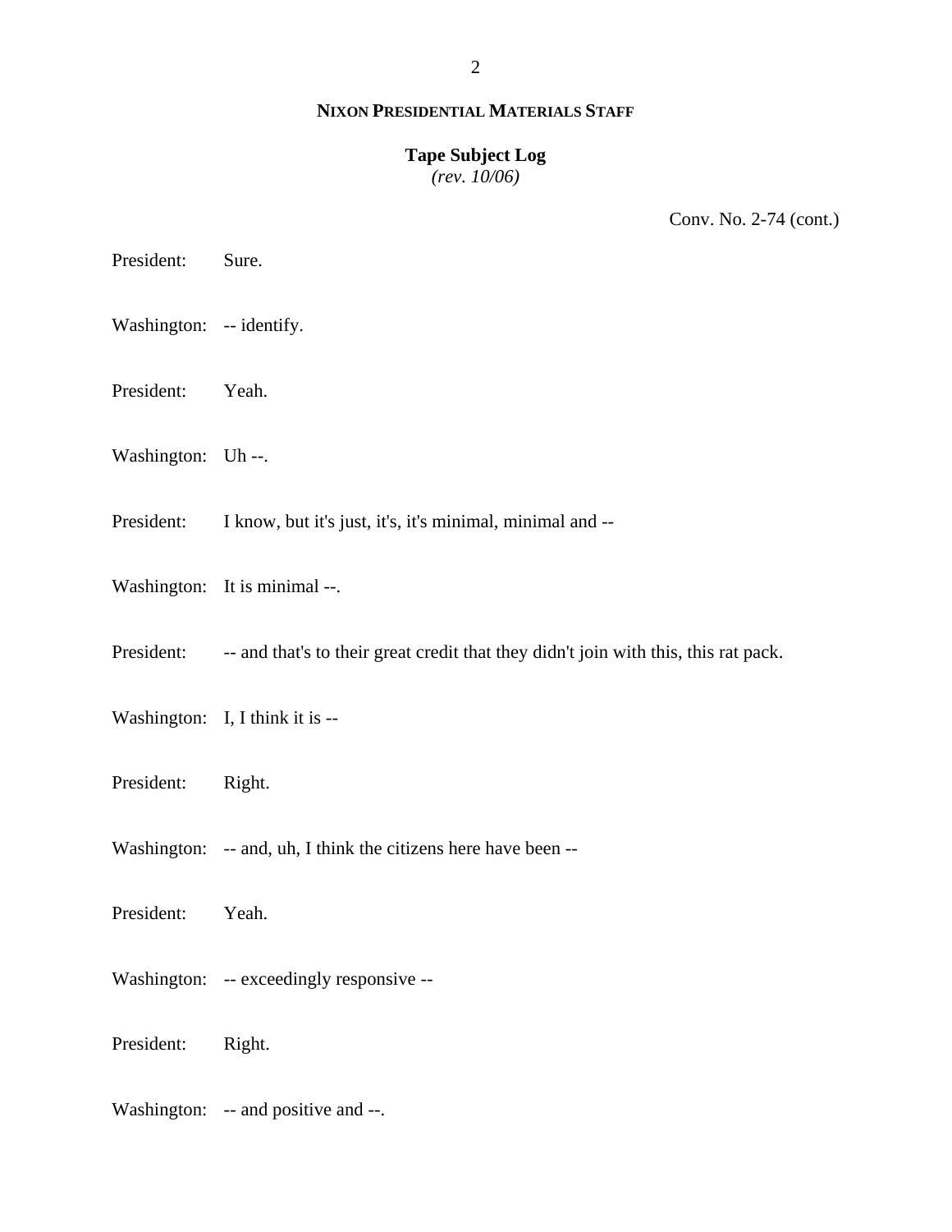**NIXON PRESIDENTIAL MATERIALS STAFF**

**Tape Subject Log**
*(rev. 10/06)*

Conv. No. 2-74 (cont.)

President: Sure.

Washington: -- identify.

President: Yeah.

Washington: Uh --.

President: I know, but it's just, it's, it's minimal, minimal and --

Washington: It is minimal --.

President: -- and that's to their great credit that they didn't join with this, this rat pack.

Washington: I, I think it is --

President: Right.

Washington: -- and, uh, I think the citizens here have been --

President: Yeah.

Washington: -- exceedingly responsive --

President: Right.

Washington: -- and positive and --.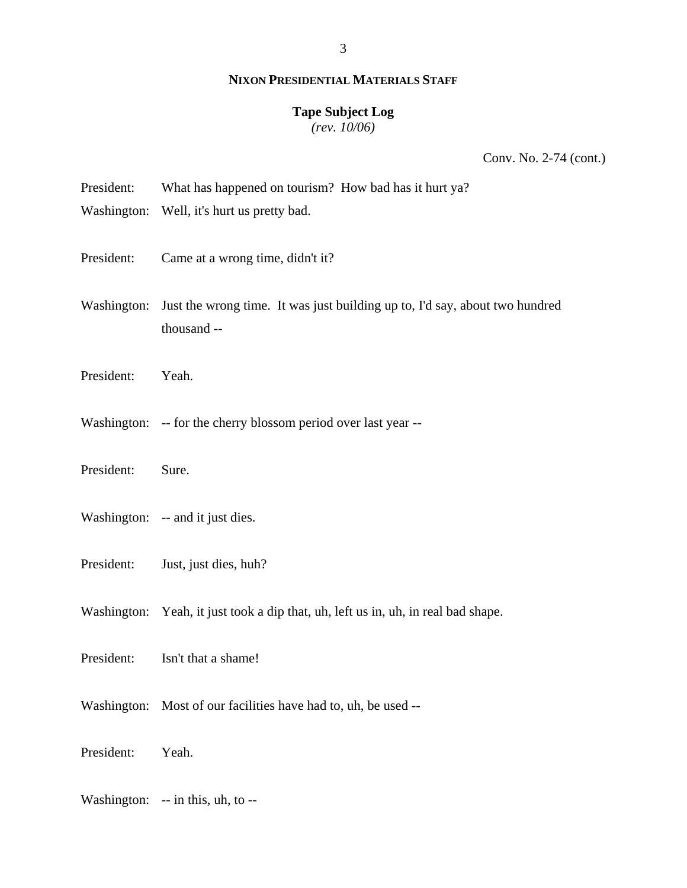Conv. No. 2-74 (cont.)

President: What has happened on tourism? How bad has it hurt ya?

Washington: Well, it's hurt us pretty bad.

President: Came at a wrong time, didn't it?

Washington: Just the wrong time. It was just building up to, I'd say, about two hundred thousand --

President: Yeah.

Washington: -- for the cherry blossom period over last year --

President: Sure.

Washington: -- and it just dies.

President: Just, just dies, huh?

Washington: Yeah, it just took a dip that, uh, left us in, uh, in real bad shape.

President: Isn't that a shame!

Washington: Most of our facilities have had to, uh, be used --

President: Yeah.

Washington: -- in this, uh, to --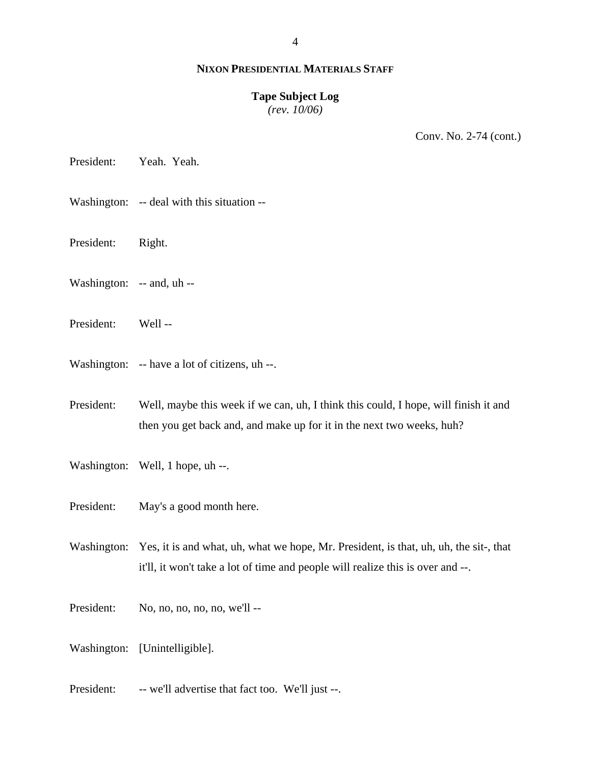**NIXON PRESIDENTIAL MATERIALS STAFF**

**Tape Subject Log**
*(rev. 10/06)*

Conv. No. 2-74 (cont.)

President: Yeah. Yeah.

Washington: -- deal with this situation --

President: Right.

Washington: -- and, uh --

President: Well --

Washington: -- have a lot of citizens, uh --.

President: Well, maybe this week if we can, uh, I think this could, I hope, will finish it and then you get back and, and make up for it in the next two weeks, huh?

Washington: Well, 1 hope, uh --.

President: May's a good month here.

Washington: Yes, it is and what, uh, what we hope, Mr. President, is that, uh, uh, the sit-, that it'll, it won't take a lot of time and people will realize this is over and --.

President: No, no, no, no, no, we'll --

Washington: [Unintelligible].

President: -- we'll advertise that fact too. We'll just --.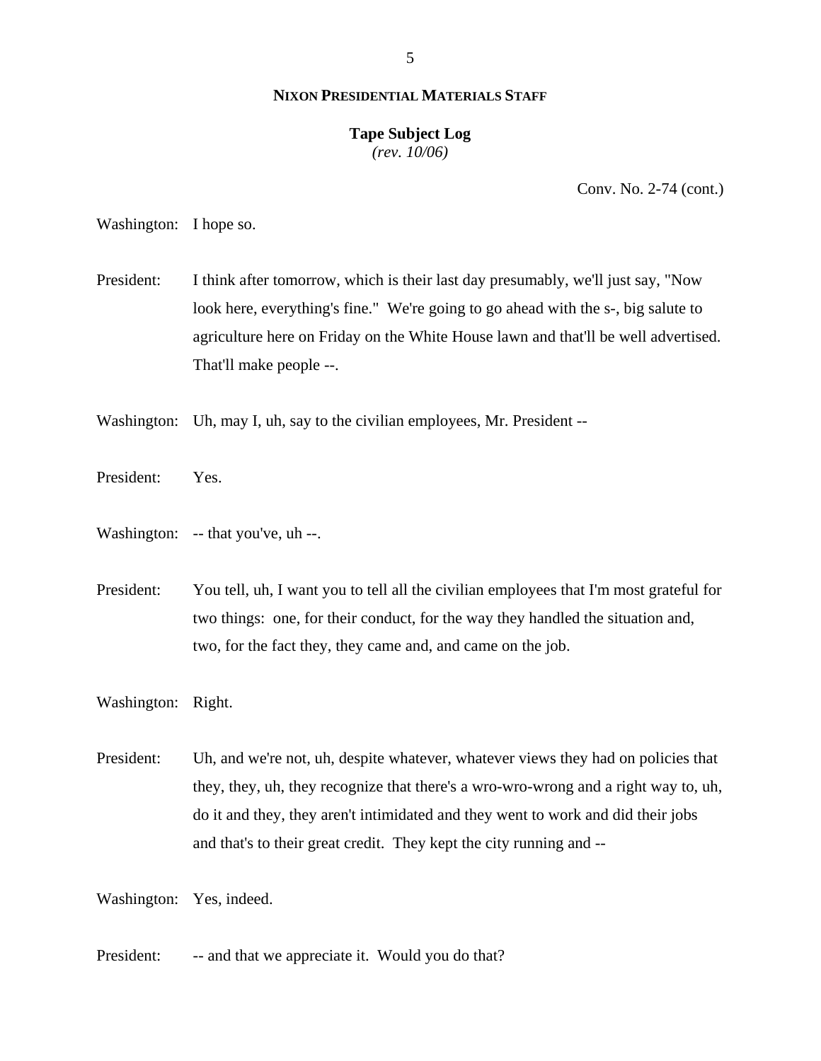**NIXON PRESIDENTIAL MATERIALS STAFF**

**Tape Subject Log**
*(rev. 10/06)*

Conv. No. 2-74 (cont.)

Washington: I hope so.

President: I think after tomorrow, which is their last day presumably, we'll just say, "Now look here, everything's fine." We're going to go ahead with the s-, big salute to agriculture here on Friday on the White House lawn and that'll be well advertised. That'll make people --.

Washington: Uh, may I, uh, say to the civilian employees, Mr. President --

President: Yes.

Washington: -- that you've, uh --.

President: You tell, uh, I want you to tell all the civilian employees that I'm most grateful for two things: one, for their conduct, for the way they handled the situation and, two, for the fact they, they came and, and came on the job.

Washington: Right.

President: Uh, and we're not, uh, despite whatever, whatever views they had on policies that they, they, uh, they recognize that there's a wro-wro-wrong and a right way to, uh, do it and they, they aren't intimidated and they went to work and did their jobs and that's to their great credit. They kept the city running and --

Washington: Yes, indeed.

President: -- and that we appreciate it. Would you do that?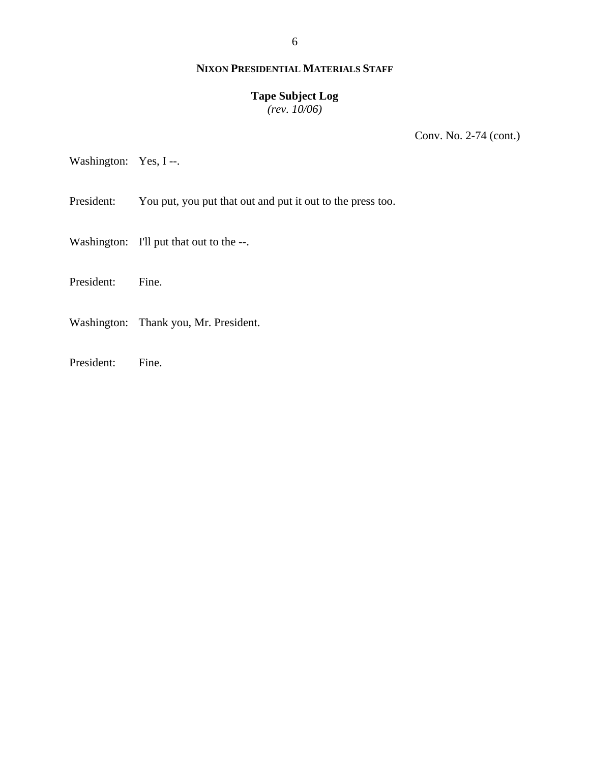**NIXON PRESIDENTIAL MATERIALS STAFF**

**Tape Subject Log**
*(rev. 10/06)*

Conv. No. 2-74 (cont.)

Washington: Yes, I --.

President: You put, you put that out and put it out to the press too.

Washington: I'll put that out to the --.

President: Fine.

Washington: Thank you, Mr. President.

President: Fine.